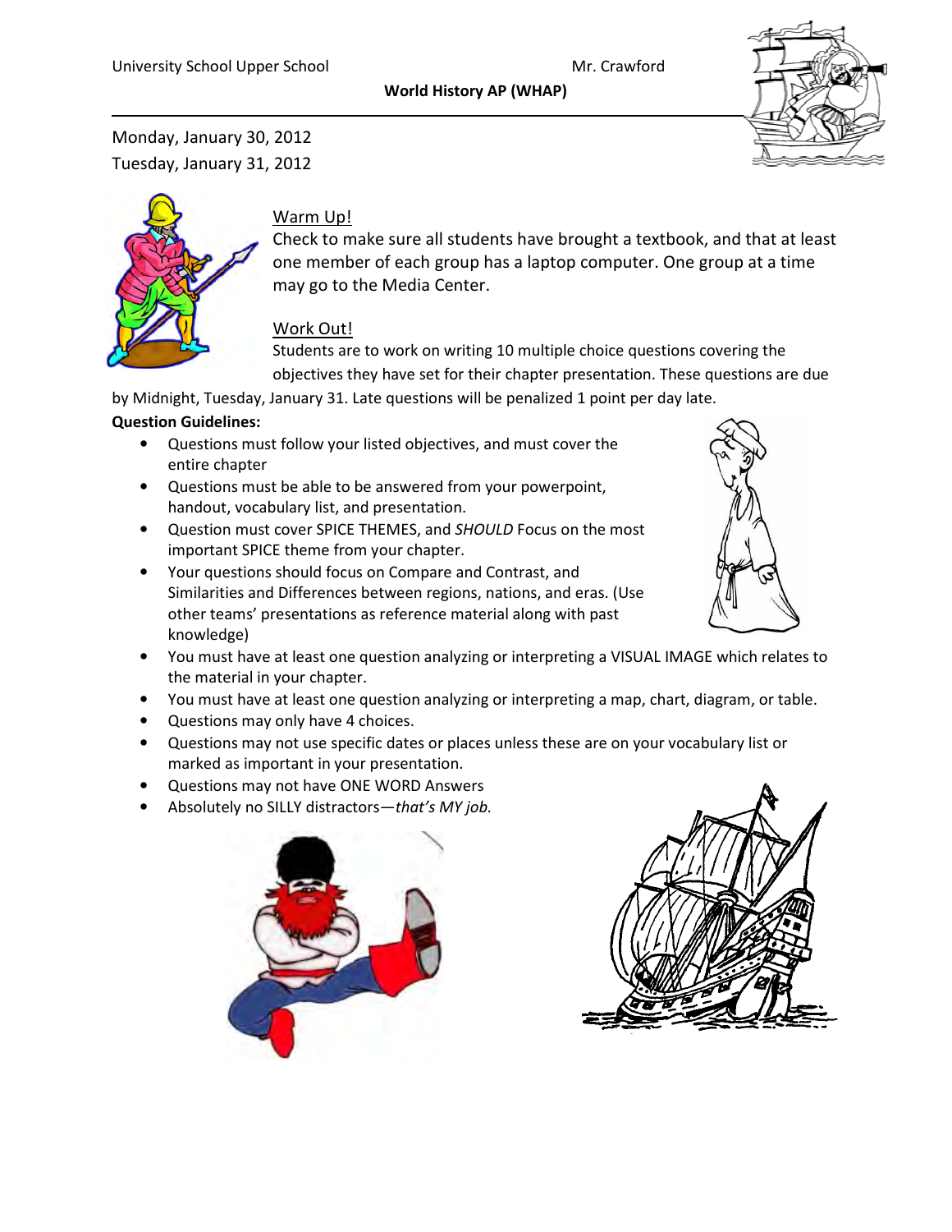University School Upper School Mr. Crawford

**World History AP (WHAP)**

Monday, January 30, 2012
Tuesday, January 31, 2012

## Warm Up!

Check to make sure all students have brought a textbook, and that at least one member of each group has a laptop computer. One group at a time may go to the Media Center.

## Work Out!

Students are to work on writing 10 multiple choice questions covering the objectives they have set for their chapter presentation. These questions are due by Midnight, Tuesday, January 31. Late questions will be penalized 1 point per day late.

**Question Guidelines:**

- Questions must follow your listed objectives, and must cover the entire chapter
- Questions must be able to be answered from your powerpoint, handout, vocabulary list, and presentation.
- Question must cover SPICE THEMES, and *SHOULD* Focus on the most important SPICE theme from your chapter.
- Your questions should focus on Compare and Contrast, and Similarities and Differences between regions, nations, and eras. (Use other teams' presentations as reference material along with past knowledge)
- You must have at least one question analyzing or interpreting a VISUAL IMAGE which relates to the material in your chapter.
- You must have at least one question analyzing or interpreting a map, chart, diagram, or table.
- Questions may only have 4 choices.
- Questions may not use specific dates or places unless these are on your vocabulary list or marked as important in your presentation.
- Questions may not have ONE WORD Answers
- Absolutely no SILLY distractors—*that's MY job.*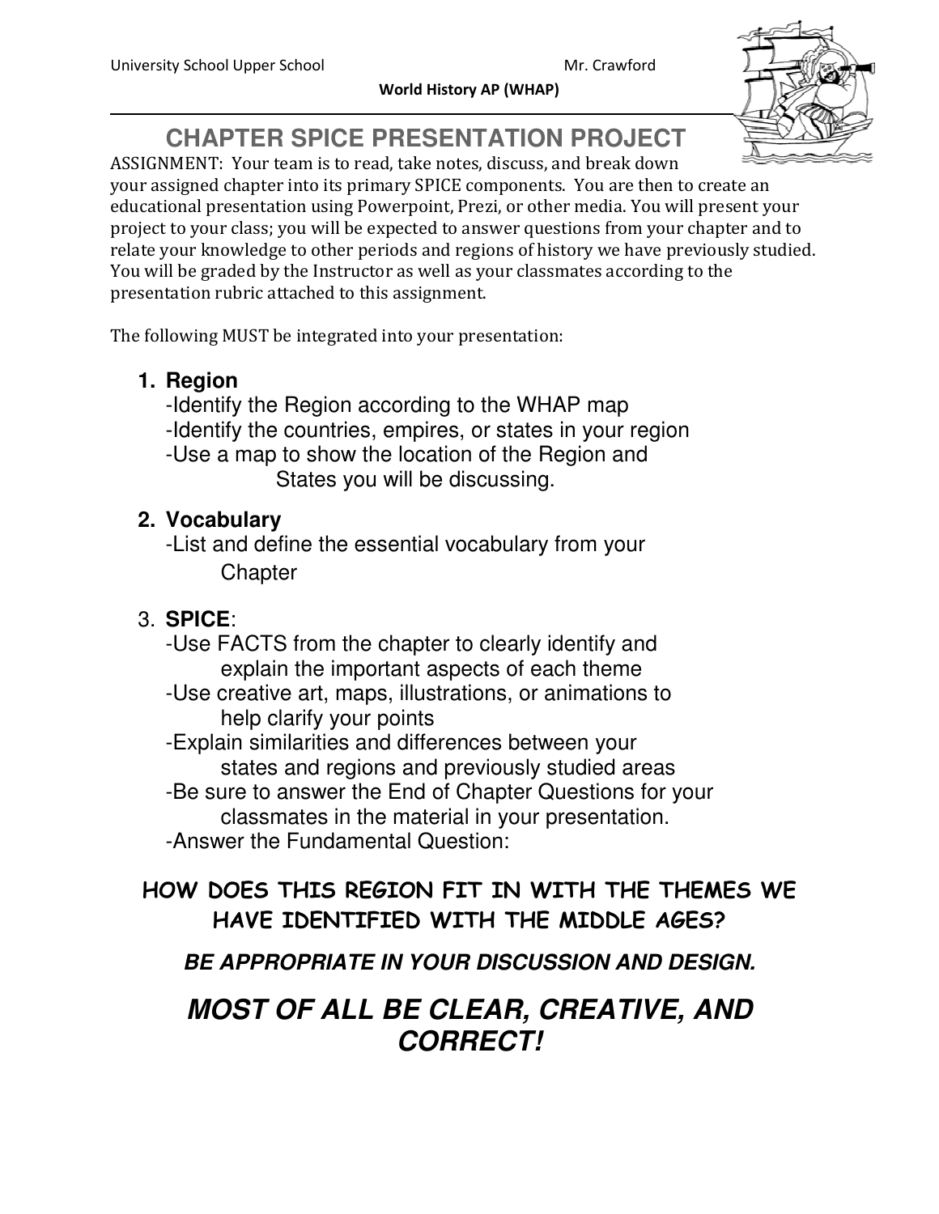University School Upper School Mr. Crawford

**World History AP (WHAP)**

# CHAPTER SPICE PRESENTATION PROJECT

ASSIGNMENT: Your team is to read, take notes, discuss, and break down your assigned chapter into its primary SPICE components. You are then to create an educational presentation using Powerpoint, Prezi, or other media. You will present your project to your class; you will be expected to answer questions from your chapter and to relate your knowledge to other periods and regions of history we have previously studied. You will be graded by the Instructor as well as your classmates according to the presentation rubric attached to this assignment.

The following MUST be integrated into your presentation:

1. **Region**
   - Identify the Region according to the WHAP map
   - Identify the countries, empires, or states in your region
   - Use a map to show the location of the Region and States you will be discussing.
2. **Vocabulary**
   - List and define the essential vocabulary from your Chapter
3. **SPICE**:
   - Use FACTS from the chapter to clearly identify and explain the important aspects of each theme
   - Use creative art, maps, illustrations, or animations to help clarify your points
   - Explain similarities and differences between your states and regions and previously studied areas
   - Be sure to answer the End of Chapter Questions for your classmates in the material in your presentation.
   - Answer the Fundamental Question:

**HOW DOES THIS REGION FIT IN WITH THE THEMES WE HAVE IDENTIFIED WITH THE MIDDLE AGES?**

***BE APPROPRIATE IN YOUR DISCUSSION AND DESIGN.***

## ***MOST OF ALL BE CLEAR, CREATIVE, AND CORRECT!***